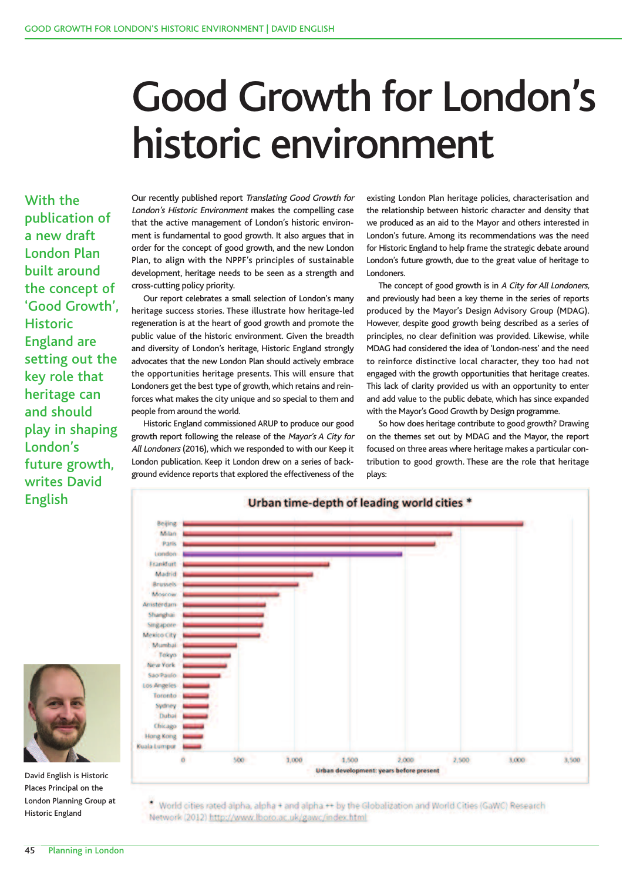# Good Growth for London's historic environment

**With the publication of a new draft London Plan built around the concept of 'Good Growth', Historic England are setting out the key role that heritage can and should play in shaping London's future growth, writes David English**

Our recently published report *Translating Good Growth for London's Historic Environment* makes the compelling case that the active management of London's historic environment is fundamental to good growth. It also argues that in order for the concept of good growth, and the new London Plan, to align with the NPPF's principles of sustainable development, heritage needs to be seen as a strength and cross-cutting policy priority.

Our report celebrates a small selection of London's many heritage success stories. These illustrate how heritage-led regeneration is at the heart of good growth and promote the public value of the historic environment. Given the breadth and diversity of London's heritage, Historic England strongly advocates that the new London Plan should actively embrace the opportunities heritage presents. This will ensure that Londoners get the best type of growth, which retains and reinforces what makes the city unique and so special to them and people from around the world.

Historic England commissioned ARUP to produce our good growth report following the release of the *Mayor's A City for All Londoners* (2016), which we responded to with our Keep it London publication. Keep it London drew on a series of background evidence reports that explored the effectiveness of the existing London Plan heritage policies, characterisation and the relationship between historic character and density that we produced as an aid to the Mayor and others interested in London's future. Among its recommendations was the need for Historic England to help frame the strategic debate around London's future growth, due to the great value of heritage to Londoners.

The concept of good growth is in *A City for All Londoners*, and previously had been a key theme in the series of reports produced by the Mayor's Design Advisory Group (MDAG). However, despite good growth being described as a series of principles, no clear definition was provided. Likewise, while MDAG had considered the idea of 'London-ness' and the need to reinforce distinctive local character, they too had not engaged with the growth opportunities that heritage creates. This lack of clarity provided us with an opportunity to enter and add value to the public debate, which has since expanded with the Mayor's Good Growth by Design programme.

So how does heritage contribute to good growth? Drawing on the themes set out by MDAG and the Mayor, the report focused on three areas where heritage makes a particular contribution to good growth. These are the role that heritage plays:

**Urban time-depth of leading world cities \***

| City | Urban development: years before present (approx.) |
|---|---|
| Beijing | 3,050 |
| Milan | 2,400 |
| Paris | 2,250 |
| London | 1,950 |
| Frankfurt | 1,300 |
| Madrid | 1,150 |
| Brussels | 1,000 |
| Moscow | 850 |
| Amsterdam | 700 |
| Shanghai | 700 |
| Singapore | 700 |
| Mexico City | 650 |
| Mumbai | 450 |
| Tokyo | 400 |
| New York | 350 |
| Sao Paulo | 300 |
| Los Angeles | 200 |
| Toronto | 200 |
| Sydney | 200 |
| Dubai | 200 |
| Chicago | 150 |
| Hong Kong | 150 |
| Kuala Lumpur | 150 |

\* World cities rated alpha, alpha + and alpha ++ by the Globalization and World Cities (GaWC) Research Network (2012) http://www.lboro.ac.uk/gawc/index.html

David English is Historic Places Principal on the London Planning Group at Historic England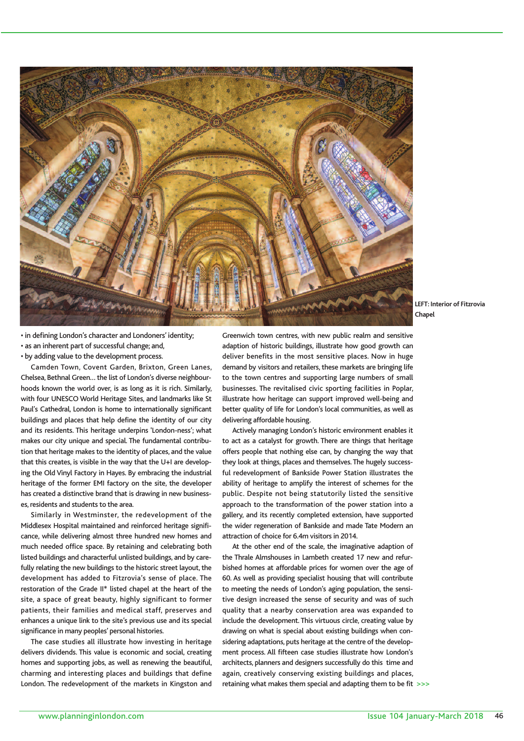LEFT: Interior of Fitzrovia Chapel

- in defining London's character and Londoners' identity;
- as an inherent part of successful change; and,
- by adding value to the development process.

Camden Town, Covent Garden, Brixton, Green Lanes, Chelsea, Bethnal Green… the list of London's diverse neighbourhoods known the world over, is as long as it is rich. Similarly, with four UNESCO World Heritage Sites, and landmarks like St Paul's Cathedral, London is home to internationally significant buildings and places that help define the identity of our city and its residents. This heritage underpins 'London-ness'; what makes our city unique and special. The fundamental contribution that heritage makes to the identity of places, and the value that this creates, is visible in the way that the U+I are developing the Old Vinyl Factory in Hayes. By embracing the industrial heritage of the former EMI factory on the site, the developer has created a distinctive brand that is drawing in new businesses, residents and students to the area.

Similarly in Westminster, the redevelopment of the Middlesex Hospital maintained and reinforced heritage significance, while delivering almost three hundred new homes and much needed office space. By retaining and celebrating both listed buildings and characterful unlisted buildings, and by carefully relating the new buildings to the historic street layout, the development has added to Fitzrovia's sense of place. The restoration of the Grade II* listed chapel at the heart of the site, a space of great beauty, highly significant to former patients, their families and medical staff, preserves and enhances a unique link to the site's previous use and its special significance in many peoples' personal histories.

The case studies all illustrate how investing in heritage delivers dividends. This value is economic and social, creating homes and supporting jobs, as well as renewing the beautiful, charming and interesting places and buildings that define London. The redevelopment of the markets in Kingston and Greenwich town centres, with new public realm and sensitive adaption of historic buildings, illustrate how good growth can deliver benefits in the most sensitive places. Now in huge demand by visitors and retailers, these markets are bringing life to the town centres and supporting large numbers of small businesses. The revitalised civic sporting facilities in Poplar, illustrate how heritage can support improved well-being and better quality of life for London's local communities, as well as delivering affordable housing.

Actively managing London's historic environment enables it to act as a catalyst for growth. There are things that heritage offers people that nothing else can, by changing the way that they look at things, places and themselves. The hugely successful redevelopment of Bankside Power Station illustrates the ability of heritage to amplify the interest of schemes for the public. Despite not being statutorily listed the sensitive approach to the transformation of the power station into a gallery, and its recently completed extension, have supported the wider regeneration of Bankside and made Tate Modern an attraction of choice for 6.4m visitors in 2014.

At the other end of the scale, the imaginative adaption of the Thrale Almshouses in Lambeth created 17 new and refurbished homes at affordable prices for women over the age of 60. As well as providing specialist housing that will contribute to meeting the needs of London's aging population, the sensitive design increased the sense of security and was of such quality that a nearby conservation area was expanded to include the development. This virtuous circle, creating value by drawing on what is special about existing buildings when considering adaptations, puts heritage at the centre of the development process. All fifteen case studies illustrate how London's architects, planners and designers successfully do this time and again, creatively conserving existing buildings and places, retaining what makes them special and adapting them to be fit >>>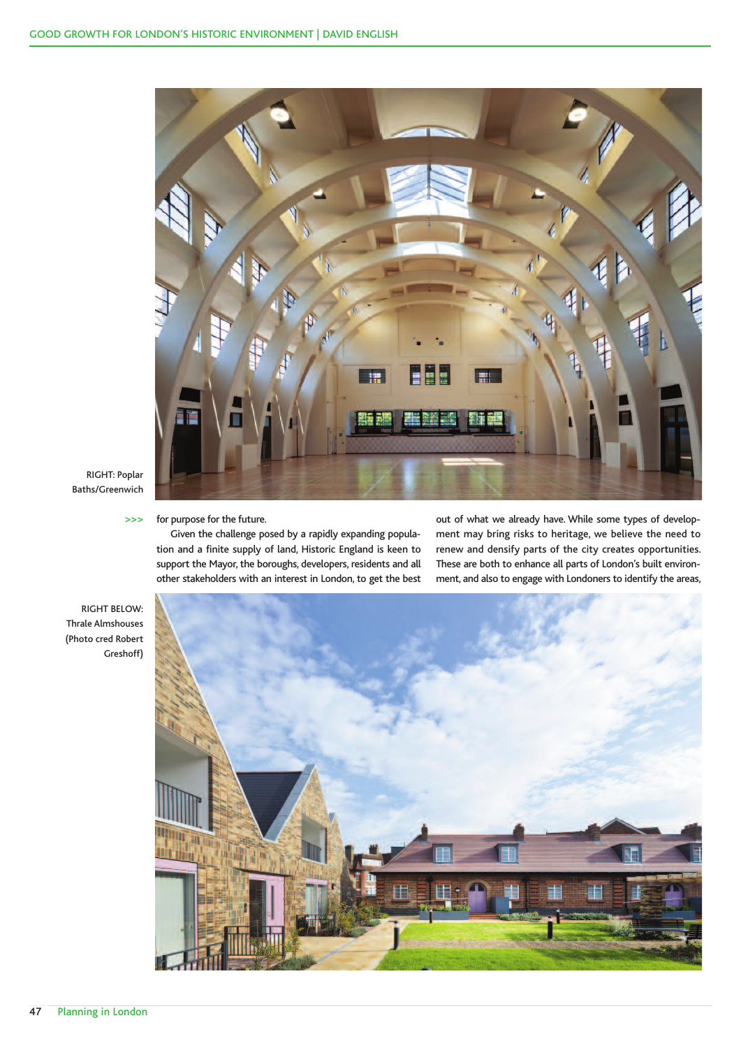RIGHT: Poplar Baths/Greenwich

>>> for purpose for the future.

Given the challenge posed by a rapidly expanding population and a finite supply of land, Historic England is keen to support the Mayor, the boroughs, developers, residents and all other stakeholders with an interest in London, to get the best out of what we already have. While some types of development may bring risks to heritage, we believe the need to renew and densify parts of the city creates opportunities. These are both to enhance all parts of London's built environment, and also to engage with Londoners to identify the areas,

RIGHT BELOW: Thrale Almshouses (Photo cred Robert Greshoff)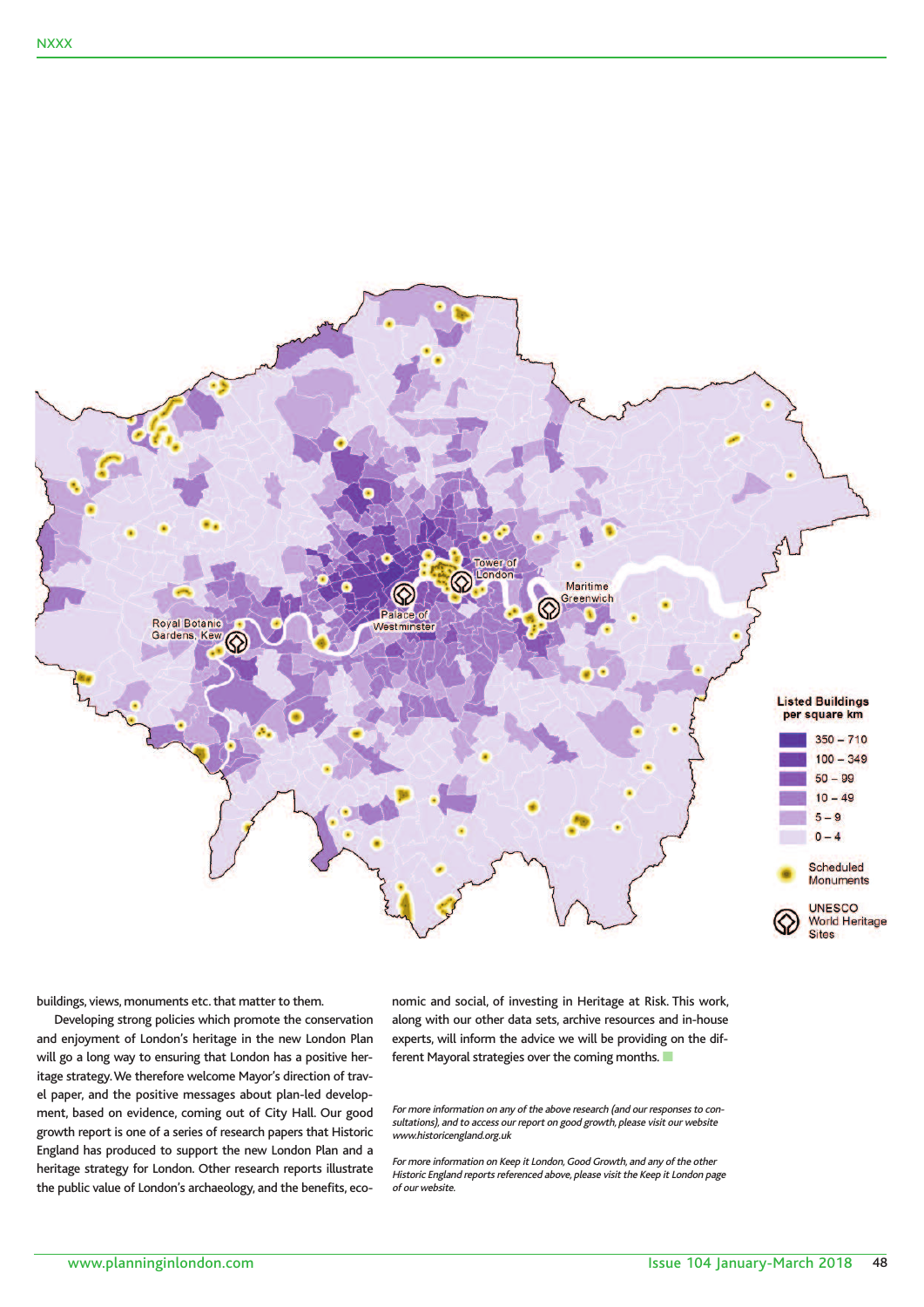Tower of London

Maritime Greenwich

Palace of Westminster

Royal Botanic Gardens, Kew

Listed Buildings per square km

350 – 710

100 – 349

50 – 99

10 – 49

5 – 9

0 – 4

Scheduled Monuments

UNESCO World Heritage Sites

buildings, views, monuments etc. that matter to them.

Developing strong policies which promote the conservation and enjoyment of London's heritage in the new London Plan will go a long way to ensuring that London has a positive heritage strategy. We therefore welcome Mayor's direction of travel paper, and the positive messages about plan-led development, based on evidence, coming out of City Hall. Our good growth report is one of a series of research papers that Historic England has produced to support the new London Plan and a heritage strategy for London. Other research reports illustrate the public value of London's archaeology, and the benefits, economic and social, of investing in Heritage at Risk. This work, along with our other data sets, archive resources and in-house experts, will inform the advice we will be providing on the different Mayoral strategies over the coming months.

*For more information on any of the above research (and our responses to consultations), and to access our report on good growth, please visit our website www.historicengland.org.uk*

*For more information on Keep it London, Good Growth, and any of the other Historic England reports referenced above, please visit the Keep it London page of our website.*